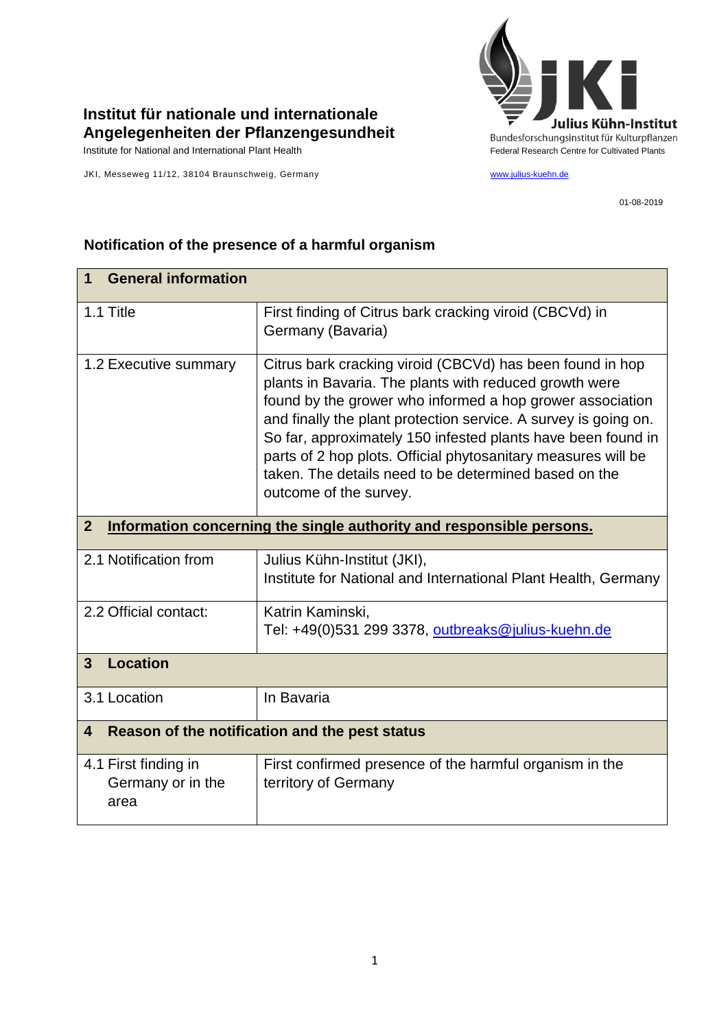**Institut für nationale und internationale Angelegenheiten der Pflanzengesundheit**

Institute for National and International Plant Health

JKI, Messeweg 11/12, 38104 Braunschweig, Germany

Julius Kühn-Institut
Bundesforschungsinstitut für Kulturpflanzen
Federal Research Centre for Cultivated Plants

www.julius-kuehn.de

01-08-2019

## Notification of the presence of a harmful organism

| **1 General information** | |
|---|---|
| 1.1 Title | First finding of Citrus bark cracking viroid (CBCVd) in Germany (Bavaria) |
| 1.2 Executive summary | Citrus bark cracking viroid (CBCVd) has been found in hop plants in Bavaria. The plants with reduced growth were found by the grower who informed a hop grower association and finally the plant protection service. A survey is going on. So far, approximately 150 infested plants have been found in parts of 2 hop plots. Official phytosanitary measures will be taken. The details need to be determined based on the outcome of the survey. |
| **2 Information concerning the single authority and responsible persons.** | |
| 2.1 Notification from | Julius Kühn-Institut (JKI),<br>Institute for National and International Plant Health, Germany |
| 2.2 Official contact: | Katrin Kaminski,<br>Tel: +49(0)531 299 3378, outbreaks@julius-kuehn.de |
| **3 Location** | |
| 3.1 Location | In Bavaria |
| **4 Reason of the notification and the pest status** | |
| 4.1 First finding in Germany or in the area | First confirmed presence of the harmful organism in the territory of Germany |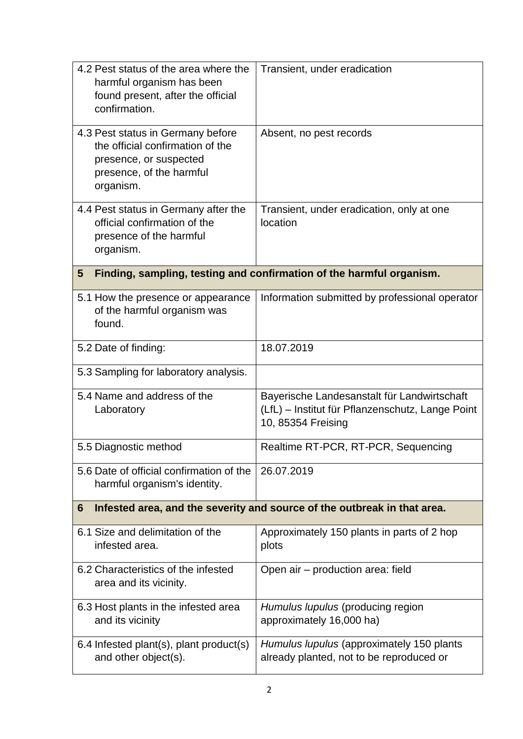| | |
|---|---|
| 4.2 Pest status of the area where the harmful organism has been found present, after the official confirmation. | Transient, under eradication |
| 4.3 Pest status in Germany before the official confirmation of the presence, or suspected presence, of the harmful organism. | Absent, no pest records |
| 4.4 Pest status in Germany after the official confirmation of the presence of the harmful organism. | Transient, under eradication, only at one location |
| **5 Finding, sampling, testing and confirmation of the harmful organism.** | |
| 5.1 How the presence or appearance of the harmful organism was found. | Information submitted by professional operator |
| 5.2 Date of finding: | 18.07.2019 |
| 5.3 Sampling for laboratory analysis. | |
| 5.4 Name and address of the Laboratory | Bayerische Landesanstalt für Landwirtschaft (LfL) – Institut für Pflanzenschutz, Lange Point 10, 85354 Freising |
| 5.5 Diagnostic method | Realtime RT-PCR, RT-PCR, Sequencing |
| 5.6 Date of official confirmation of the harmful organism's identity. | 26.07.2019 |
| **6 Infested area, and the severity and source of the outbreak in that area.** | |
| 6.1 Size and delimitation of the infested area. | Approximately 150 plants in parts of 2 hop plots |
| 6.2 Characteristics of the infested area and its vicinity. | Open air – production area: field |
| 6.3 Host plants in the infested area and its vicinity | *Humulus lupulus* (producing region approximately 16,000 ha) |
| 6.4 Infested plant(s), plant product(s) and other object(s). | *Humulus lupulus* (approximately 150 plants already planted, not to be reproduced or |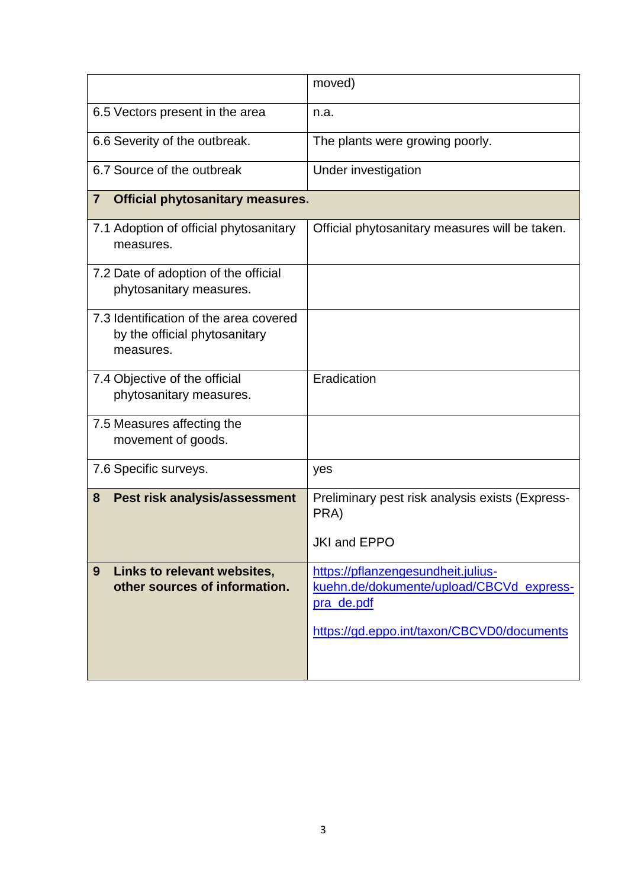| | |
|---|---|
| | moved) |
| 6.5 Vectors present in the area | n.a. |
| 6.6 Severity of the outbreak. | The plants were growing poorly. |
| 6.7 Source of the outbreak | Under investigation |
| **7 Official phytosanitary measures.** | |
| 7.1 Adoption of official phytosanitary measures. | Official phytosanitary measures will be taken. |
| 7.2 Date of adoption of the official phytosanitary measures. | |
| 7.3 Identification of the area covered by the official phytosanitary measures. | |
| 7.4 Objective of the official phytosanitary measures. | Eradication |
| 7.5 Measures affecting the movement of goods. | |
| 7.6 Specific surveys. | yes |
| **8 Pest risk analysis/assessment** | Preliminary pest risk analysis exists (Express-PRA)<br><br>JKI and EPPO |
| **9 Links to relevant websites, other sources of information.** | https://pflanzengesundheit.julius-kuehn.de/dokumente/upload/CBCVd_express-pra_de.pdf<br><br>https://gd.eppo.int/taxon/CBCVD0/documents |